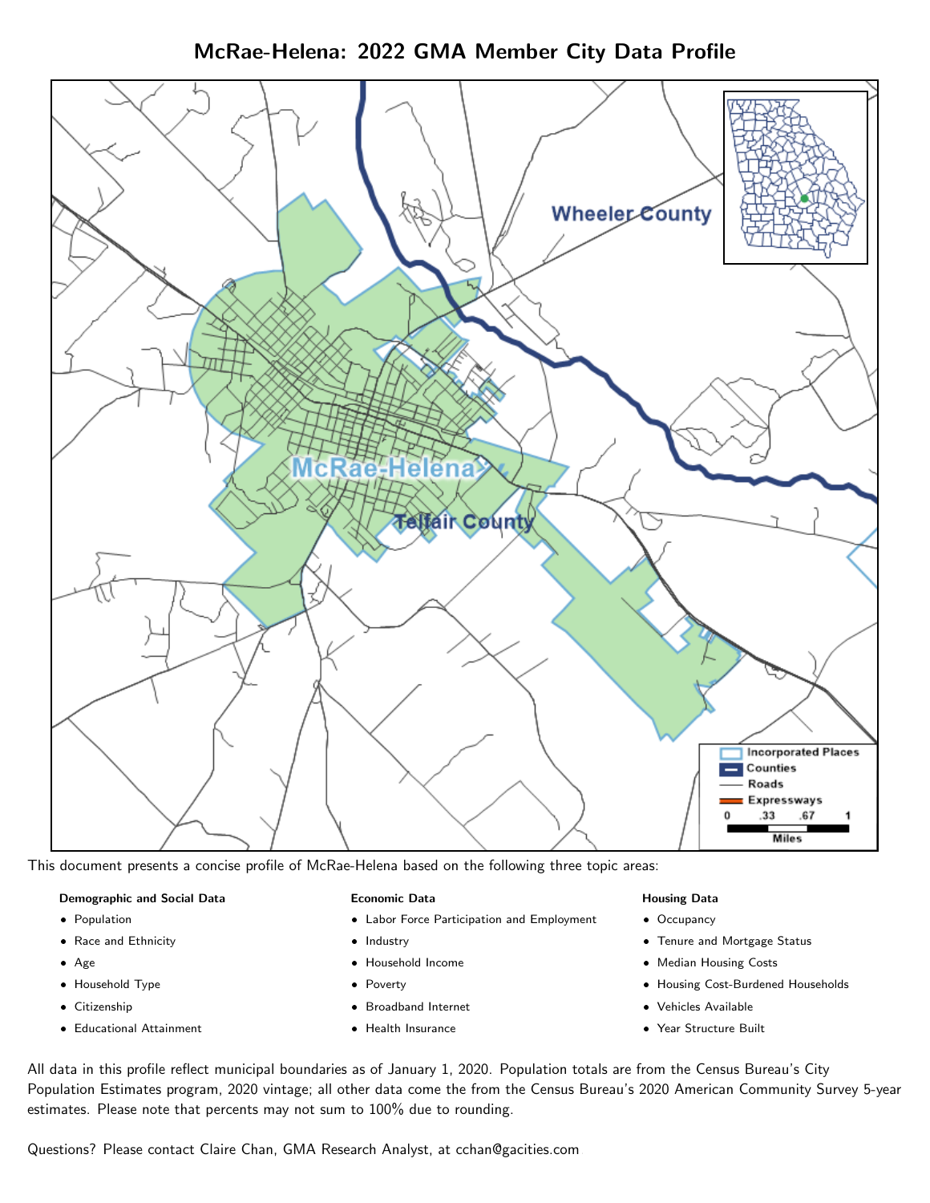# McRae-Helena: 2022 GMA Member City Data Profile

This document presents a concise profile of McRae-Helena based on the following three topic areas:

**Demographic and Social Data**

- Population
- Race and Ethnicity
- Age
- Household Type
- Citizenship
- Educational Attainment

**Economic Data**

- Labor Force Participation and Employment
- Industry
- Household Income
- Poverty
- Broadband Internet
- Health Insurance

**Housing Data**

- Occupancy
- Tenure and Mortgage Status
- Median Housing Costs
- Housing Cost-Burdened Households
- Vehicles Available
- Year Structure Built

All data in this profile reflect municipal boundaries as of January 1, 2020. Population totals are from the Census Bureau's City Population Estimates program, 2020 vintage; all other data come the from the Census Bureau's 2020 American Community Survey 5-year estimates. Please note that percents may not sum to 100% due to rounding.

Questions? Please contact Claire Chan, GMA Research Analyst, at cchan@gacities.com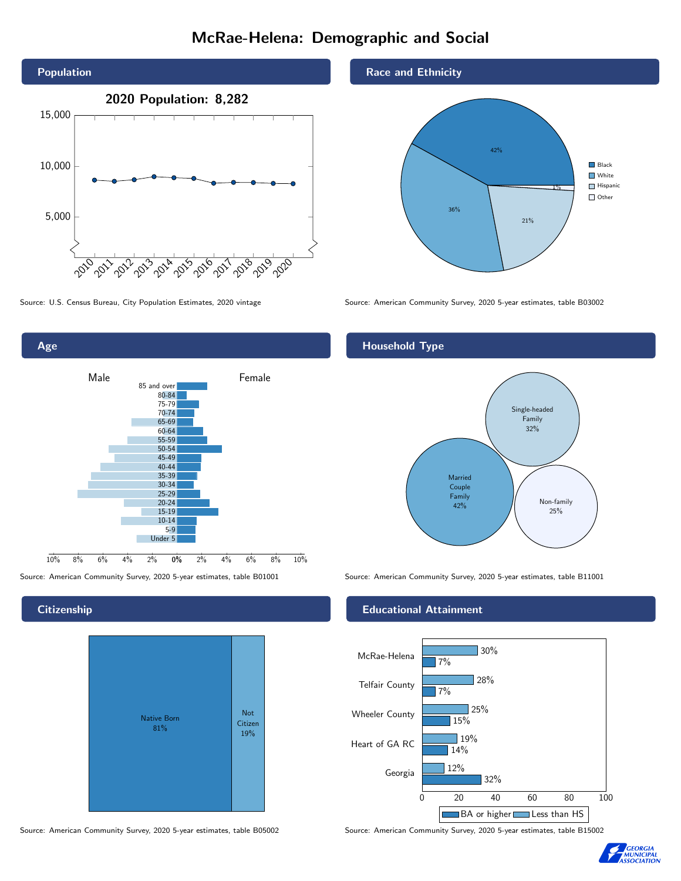# McRae-Helena: Demographic and Social

## Population

**2020 Population: 8,282**

Source: U.S. Census Bureau, City Population Estimates, 2020 vintage

## Race and Ethnicity

| Race/Ethnicity | Percent |
|---|---|
| Black | 42% |
| White | 36% |
| Hispanic | 21% |
| Other | 1% |

Source: American Community Survey, 2020 5-year estimates, table B03002

## Age

Source: American Community Survey, 2020 5-year estimates, table B01001

## Household Type

| Household Type | Percent |
|---|---|
| Married Couple Family | 42% |
| Single-headed Family | 32% |
| Non-family | 25% |

Source: American Community Survey, 2020 5-year estimates, table B11001

## Citizenship

| Citizenship | Percent |
|---|---|
| Native Born | 81% |
| Not Citizen | 19% |

Source: American Community Survey, 2020 5-year estimates, table B05002

## Educational Attainment

| Area | Less than HS | BA or higher |
|---|---|---|
| McRae-Helena | 30% | 7% |
| Telfair County | 28% | 7% |
| Wheeler County | 25% | 15% |
| Heart of GA RC | 19% | 14% |
| Georgia | 12% | 32% |

Source: American Community Survey, 2020 5-year estimates, table B15002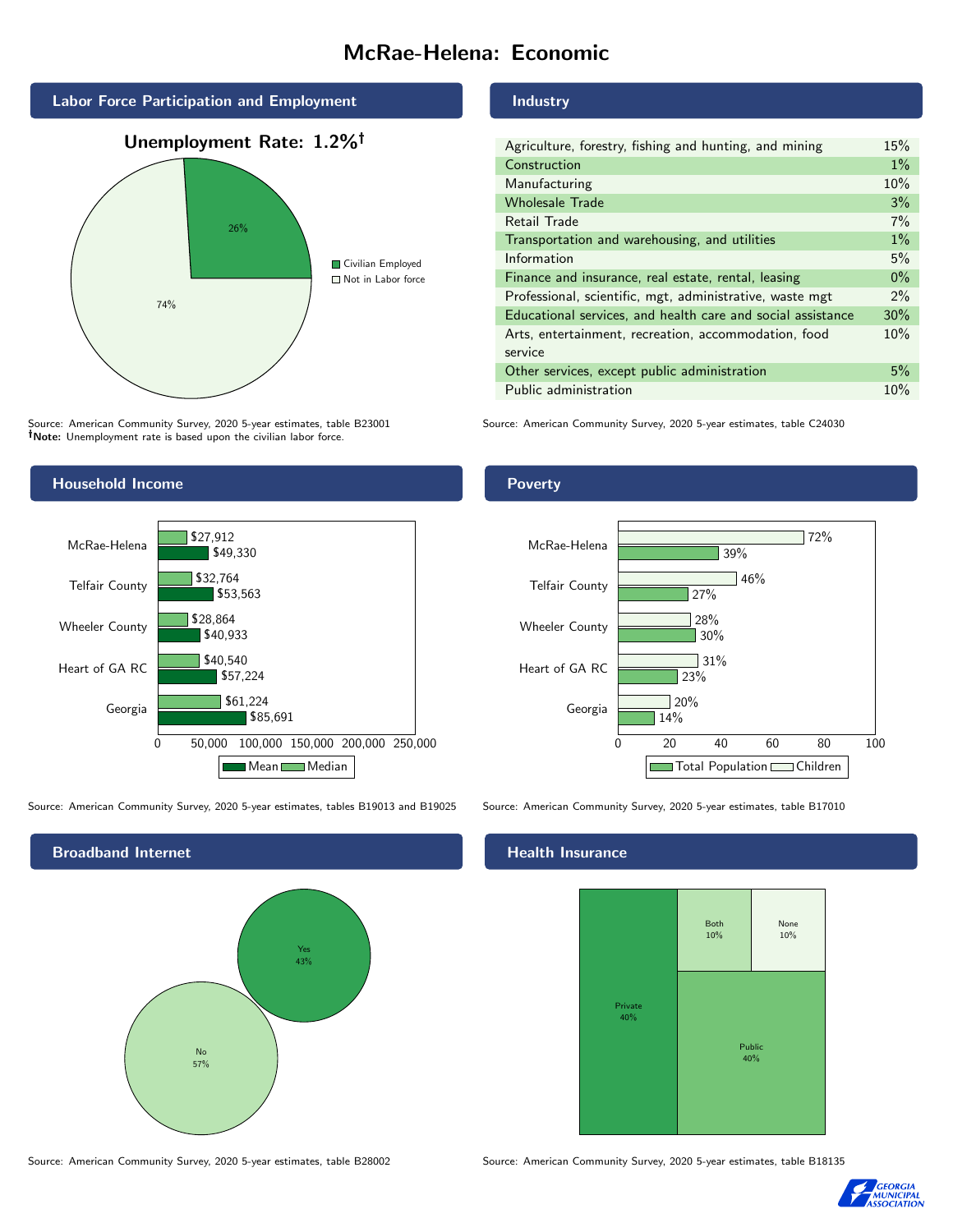# McRae-Helena: Economic

## Labor Force Participation and Employment

**Unemployment Rate: 1.2%†**

| Category | Percent |
|---|---|
| Civilian Employed | 26% |
| Not in Labor force | 74% |

Source: American Community Survey, 2020 5-year estimates, table B23001
**†Note:** Unemployment rate is based upon the civilian labor force.

## Industry

| Industry | Percent |
|---|---|
| Agriculture, forestry, fishing and hunting, and mining | 15% |
| Construction | 1% |
| Manufacturing | 10% |
| Wholesale Trade | 3% |
| Retail Trade | 7% |
| Transportation and warehousing, and utilities | 1% |
| Information | 5% |
| Finance and insurance, real estate, rental, leasing | 0% |
| Professional, scientific, mgt, administrative, waste mgt | 2% |
| Educational services, and health care and social assistance | 30% |
| Arts, entertainment, recreation, accommodation, food service | 10% |
| Other services, except public administration | 5% |
| Public administration | 10% |

Source: American Community Survey, 2020 5-year estimates, table C24030

## Household Income

| Place | Median | Mean |
|---|---|---|
| McRae-Helena | $27,912 | $49,330 |
| Telfair County | $32,764 | $53,563 |
| Wheeler County | $28,864 | $40,933 |
| Heart of GA RC | $40,540 | $57,224 |
| Georgia | $61,224 | $85,691 |

Source: American Community Survey, 2020 5-year estimates, tables B19013 and B19025

## Poverty

| Place | Children | Total Population |
|---|---|---|
| McRae-Helena | 72% | 39% |
| Telfair County | 46% | 27% |
| Wheeler County | 28% | 30% |
| Heart of GA RC | 31% | 23% |
| Georgia | 20% | 14% |

Source: American Community Survey, 2020 5-year estimates, table B17010

## Broadband Internet

| Response | Percent |
|---|---|
| Yes | 43% |
| No | 57% |

Source: American Community Survey, 2020 5-year estimates, table B28002

## Health Insurance

| Type | Percent |
|---|---|
| Private | 40% |
| Public | 40% |
| Both | 10% |
| None | 10% |

Source: American Community Survey, 2020 5-year estimates, table B18135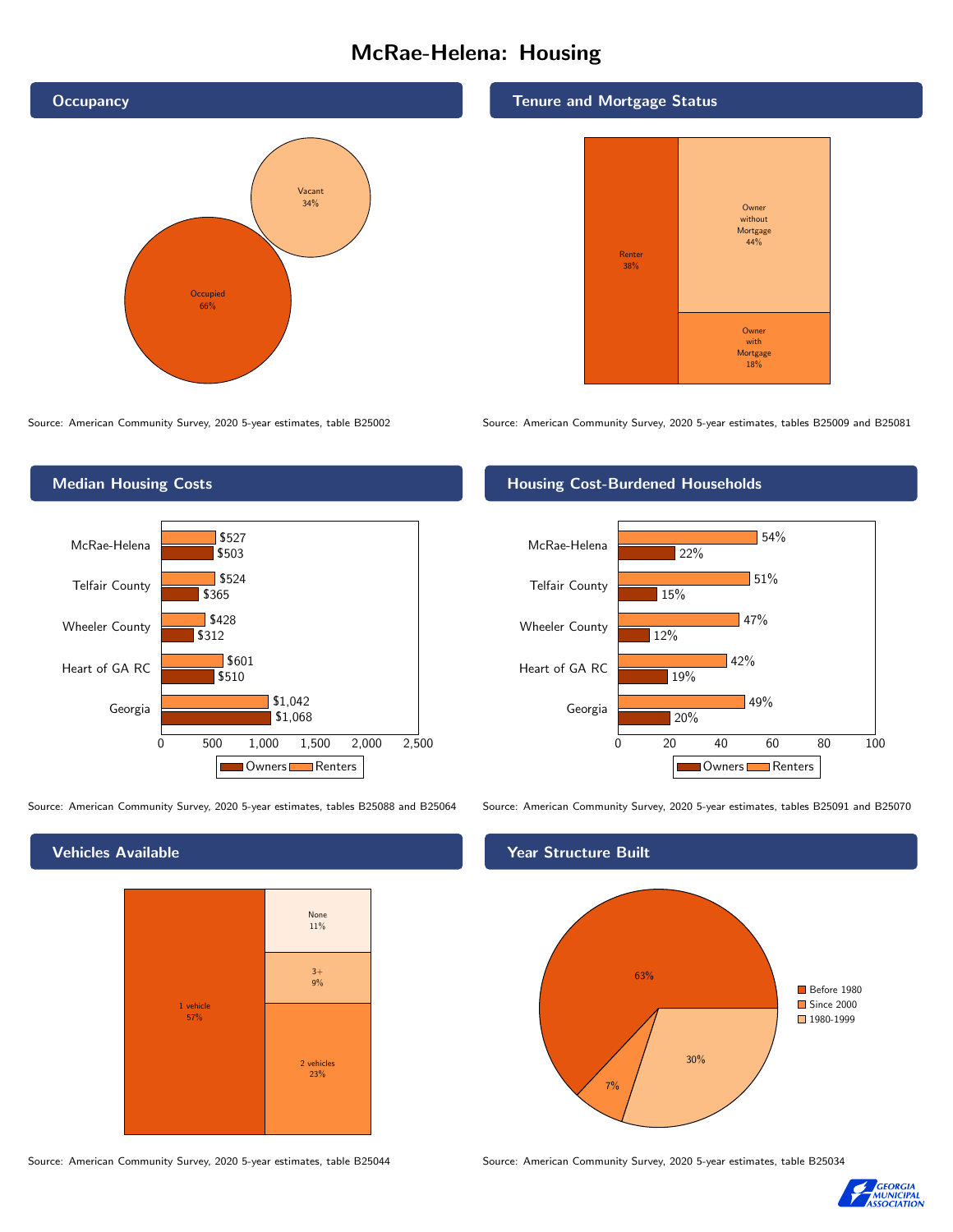# McRae-Helena: Housing

## Occupancy

Vacant
34%

Occupied
66%

Source: American Community Survey, 2020 5-year estimates, table B25002

## Tenure and Mortgage Status

Renter
38%

Owner without Mortgage
44%

Owner with Mortgage
18%

Source: American Community Survey, 2020 5-year estimates, tables B25009 and B25081

## Median Housing Costs

McRae-Helena
$527
$503

Telfair County
$524
$365

Wheeler County
$428
$312

Heart of GA RC
$601
$510

Georgia
$1,042
$1,068

0 500 1,000 1,500 2,000 2,500

Owners Renters

Source: American Community Survey, 2020 5-year estimates, tables B25088 and B25064

## Housing Cost-Burdened Households

McRae-Helena
54%
22%

Telfair County
51%
15%

Wheeler County
47%
12%

Heart of GA RC
42%
19%

Georgia
49%
20%

0 20 40 60 80 100

Owners Renters

Source: American Community Survey, 2020 5-year estimates, tables B25091 and B25070

## Vehicles Available

1 vehicle
57%

None
11%

3+
9%

2 vehicles
23%

Source: American Community Survey, 2020 5-year estimates, table B25044

## Year Structure Built

63%
7%
30%

Before 1980
Since 2000
1980-1999

Source: American Community Survey, 2020 5-year estimates, table B25034